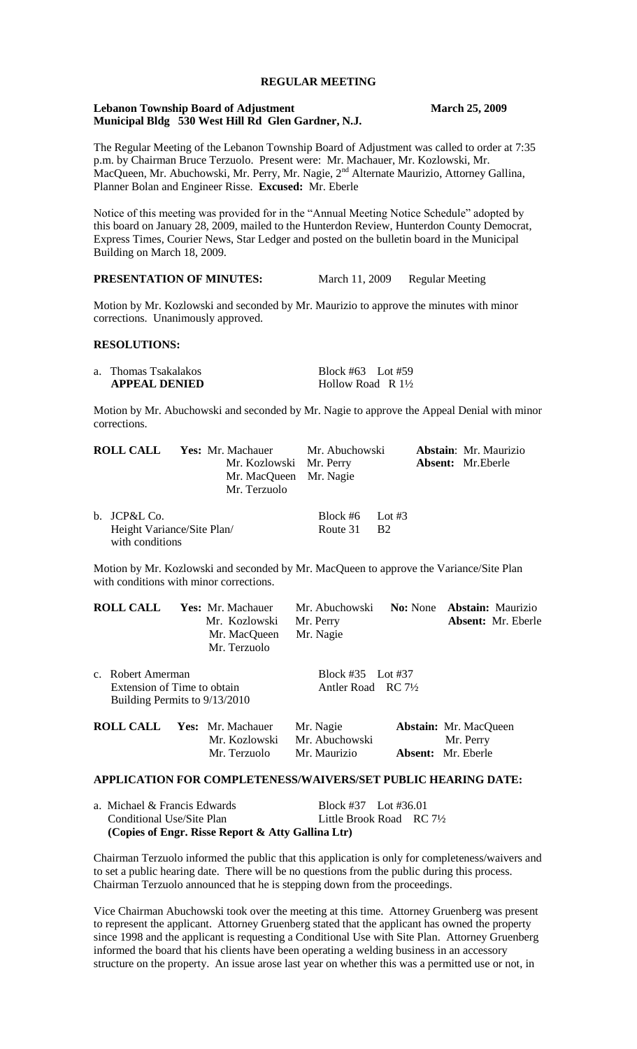# REGULAR MEETING

**Lebanon Township Board of Adjustment** **March 25, 2009**
**Municipal Bldg 530 West Hill Rd Glen Gardner, N.J.**

The Regular Meeting of the Lebanon Township Board of Adjustment was called to order at 7:35 p.m. by Chairman Bruce Terzuolo. Present were: Mr. Machauer, Mr. Kozlowski, Mr. MacQueen, Mr. Abuchowski, Mr. Perry, Mr. Nagie, 2nd Alternate Maurizio, Attorney Gallina, Planner Bolan and Engineer Risse. **Excused:** Mr. Eberle

Notice of this meeting was provided for in the "Annual Meeting Notice Schedule" adopted by this board on January 28, 2009, mailed to the Hunterdon Review, Hunterdon County Democrat, Express Times, Courier News, Star Ledger and posted on the bulletin board in the Municipal Building on March 18, 2009.

**PRESENTATION OF MINUTES:** March 11, 2009 Regular Meeting

Motion by Mr. Kozlowski and seconded by Mr. Maurizio to approve the minutes with minor corrections. Unanimously approved.

**RESOLUTIONS:**

a. Thomas Tsakalakos Block #63 Lot #59
**APPEAL DENIED** Hollow Road R 1½

Motion by Mr. Abuchowski and seconded by Mr. Nagie to approve the Appeal Denial with minor corrections.

| | | | |
|---|---|---|---|
| **ROLL CALL** | **Yes:** Mr. Machauer | Mr. Abuchowski | **Abstain**: Mr. Maurizio |
| | Mr. Kozlowski | Mr. Perry | **Absent:** Mr.Eberle |
| | Mr. MacQueen | Mr. Nagie | |
| | Mr. Terzuolo | | |

b. JCP&L Co. Block #6 Lot #3
Height Variance/Site Plan/ Route 31 B2
with conditions

Motion by Mr. Kozlowski and seconded by Mr. MacQueen to approve the Variance/Site Plan with conditions with minor corrections.

| | | | | |
|---|---|---|---|---|
| **ROLL CALL** | **Yes:** Mr. Machauer | Mr. Abuchowski | **No:** None | **Abstain:** Maurizio |
| | Mr. Kozlowski | Mr. Perry | | **Absent:** Mr. Eberle |
| | Mr. MacQueen | Mr. Nagie | | |
| | Mr. Terzuolo | | | |

c. Robert Amerman Block #35 Lot #37
Extension of Time to obtain Antler Road RC 7½
Building Permits to 9/13/2010

| | | | |
|---|---|---|---|
| **ROLL CALL** | **Yes:** Mr. Machauer | Mr. Nagie | **Abstain:** Mr. MacQueen |
| | Mr. Kozlowski | Mr. Abuchowski | Mr. Perry |
| | Mr. Terzuolo | Mr. Maurizio | **Absent:** Mr. Eberle |

**APPLICATION FOR COMPLETENESS/WAIVERS/SET PUBLIC HEARING DATE:**

a. Michael & Francis Edwards Block #37 Lot #36.01
Conditional Use/Site Plan Little Brook Road RC 7½
**(Copies of Engr. Risse Report & Atty Gallina Ltr)**

Chairman Terzuolo informed the public that this application is only for completeness/waivers and to set a public hearing date. There will be no questions from the public during this process. Chairman Terzuolo announced that he is stepping down from the proceedings.

Vice Chairman Abuchowski took over the meeting at this time. Attorney Gruenberg was present to represent the applicant. Attorney Gruenberg stated that the applicant has owned the property since 1998 and the applicant is requesting a Conditional Use with Site Plan. Attorney Gruenberg informed the board that his clients have been operating a welding business in an accessory structure on the property. An issue arose last year on whether this was a permitted use or not, in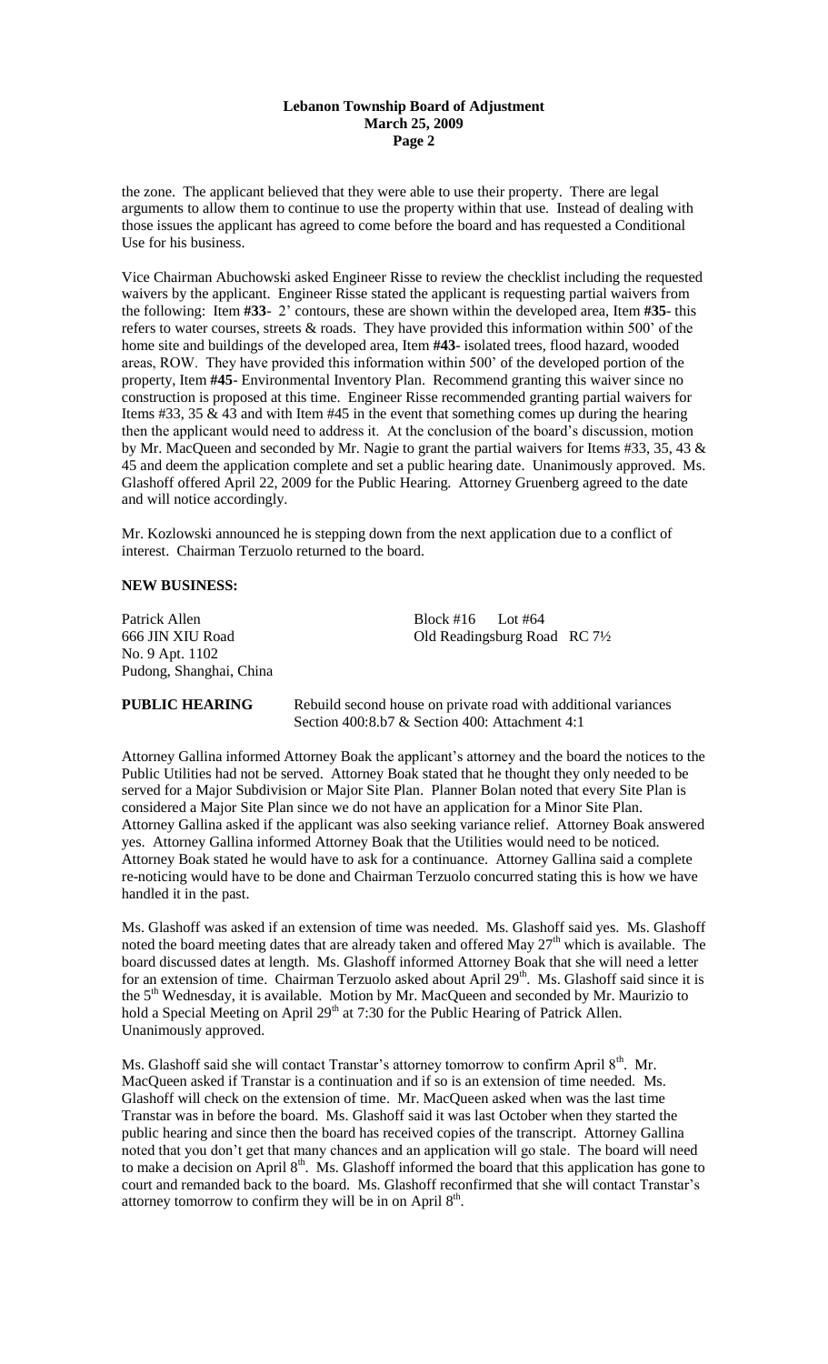the zone. The applicant believed that they were able to use their property. There are legal arguments to allow them to continue to use the property within that use. Instead of dealing with those issues the applicant has agreed to come before the board and has requested a Conditional Use for his business.

Vice Chairman Abuchowski asked Engineer Risse to review the checklist including the requested waivers by the applicant. Engineer Risse stated the applicant is requesting partial waivers from the following: Item **#33**- 2' contours, these are shown within the developed area, Item **#35**- this refers to water courses, streets & roads. They have provided this information within 500' of the home site and buildings of the developed area, Item **#43**- isolated trees, flood hazard, wooded areas, ROW. They have provided this information within 500' of the developed portion of the property, Item **#45**- Environmental Inventory Plan. Recommend granting this waiver since no construction is proposed at this time. Engineer Risse recommended granting partial waivers for Items #33, 35 & 43 and with Item #45 in the event that something comes up during the hearing then the applicant would need to address it. At the conclusion of the board's discussion, motion by Mr. MacQueen and seconded by Mr. Nagie to grant the partial waivers for Items #33, 35, 43 & 45 and deem the application complete and set a public hearing date. Unanimously approved. Ms. Glashoff offered April 22, 2009 for the Public Hearing. Attorney Gruenberg agreed to the date and will notice accordingly.

Mr. Kozlowski announced he is stepping down from the next application due to a conflict of interest. Chairman Terzuolo returned to the board.

**NEW BUSINESS:**

Patrick Allen
666 JIN XIU Road
No. 9 Apt. 1102
Pudong, Shanghai, China

Block #16 Lot #64
Old Readingsburg Road RC 7½

**PUBLIC HEARING** Rebuild second house on private road with additional variances Section 400:8.b7 & Section 400: Attachment 4:1

Attorney Gallina informed Attorney Boak the applicant's attorney and the board the notices to the Public Utilities had not be served. Attorney Boak stated that he thought they only needed to be served for a Major Subdivision or Major Site Plan. Planner Bolan noted that every Site Plan is considered a Major Site Plan since we do not have an application for a Minor Site Plan. Attorney Gallina asked if the applicant was also seeking variance relief. Attorney Boak answered yes. Attorney Gallina informed Attorney Boak that the Utilities would need to be noticed. Attorney Boak stated he would have to ask for a continuance. Attorney Gallina said a complete re-noticing would have to be done and Chairman Terzuolo concurred stating this is how we have handled it in the past.

Ms. Glashoff was asked if an extension of time was needed. Ms. Glashoff said yes. Ms. Glashoff noted the board meeting dates that are already taken and offered May 27th which is available. The board discussed dates at length. Ms. Glashoff informed Attorney Boak that she will need a letter for an extension of time. Chairman Terzuolo asked about April 29th. Ms. Glashoff said since it is the 5th Wednesday, it is available. Motion by Mr. MacQueen and seconded by Mr. Maurizio to hold a Special Meeting on April 29th at 7:30 for the Public Hearing of Patrick Allen. Unanimously approved.

Ms. Glashoff said she will contact Transtar's attorney tomorrow to confirm April 8th. Mr. MacQueen asked if Transtar is a continuation and if so is an extension of time needed. Ms. Glashoff will check on the extension of time. Mr. MacQueen asked when was the last time Transtar was in before the board. Ms. Glashoff said it was last October when they started the public hearing and since then the board has received copies of the transcript. Attorney Gallina noted that you don't get that many chances and an application will go stale. The board will need to make a decision on April 8th. Ms. Glashoff informed the board that this application has gone to court and remanded back to the board. Ms. Glashoff reconfirmed that she will contact Transtar's attorney tomorrow to confirm they will be in on April 8th.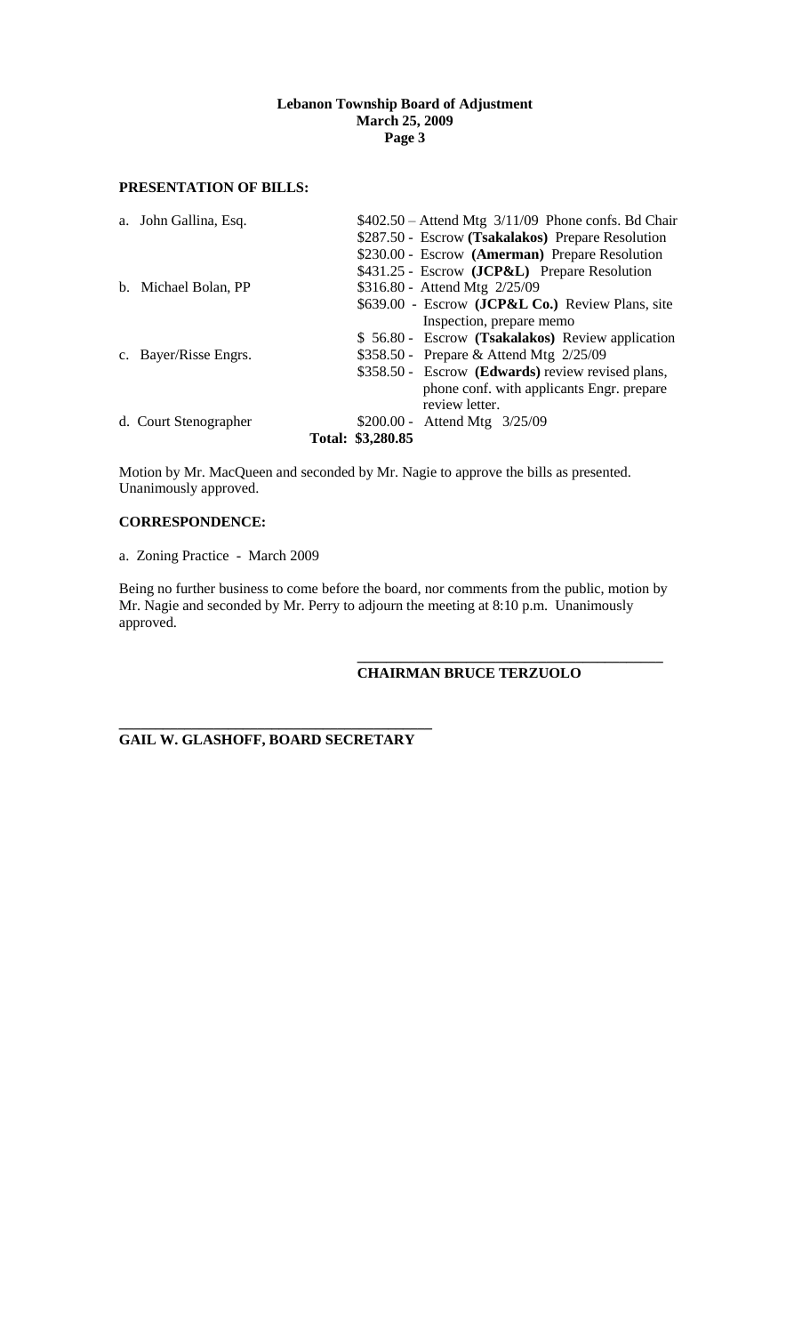**Lebanon Township Board of Adjustment**
**March 25, 2009**

## PRESENTATION OF BILLS:

| | |
|---|---|
| a. John Gallina, Esq. | $402.50 – Attend Mtg 3/11/09 Phone confs. Bd Chair |
| | $287.50 - Escrow **(Tsakalakos)** Prepare Resolution |
| | $230.00 - Escrow **(Amerman)** Prepare Resolution |
| | $431.25 - Escrow **(JCP&L)** Prepare Resolution |
| b. Michael Bolan, PP | $316.80 - Attend Mtg 2/25/09 |
| | $639.00 - Escrow **(JCP&L Co.)** Review Plans, site Inspection, prepare memo |
| | $ 56.80 - Escrow **(Tsakalakos)** Review application |
| c. Bayer/Risse Engrs. | $358.50 - Prepare & Attend Mtg 2/25/09 |
| | $358.50 - Escrow **(Edwards)** review revised plans, phone conf. with applicants Engr. prepare review letter. |
| d. Court Stenographer | $200.00 - Attend Mtg 3/25/09 |
| **Total: $3,280.85** | |

Motion by Mr. MacQueen and seconded by Mr. Nagie to approve the bills as presented. Unanimously approved.

## CORRESPONDENCE:

a. Zoning Practice - March 2009

Being no further business to come before the board, nor comments from the public, motion by Mr. Nagie and seconded by Mr. Perry to adjourn the meeting at 8:10 p.m. Unanimously approved.

\_\_\_\_\_\_\_\_\_\_\_\_\_\_\_\_\_\_\_\_\_\_\_\_\_\_\_\_\_\_\_\_\_\_\_\_\_\_\_\_
**CHAIRMAN BRUCE TERZUOLO**

\_\_\_\_\_\_\_\_\_\_\_\_\_\_\_\_\_\_\_\_\_\_\_\_\_\_\_\_\_\_\_\_\_\_\_\_\_\_\_\_
**GAIL W. GLASHOFF, BOARD SECRETARY**